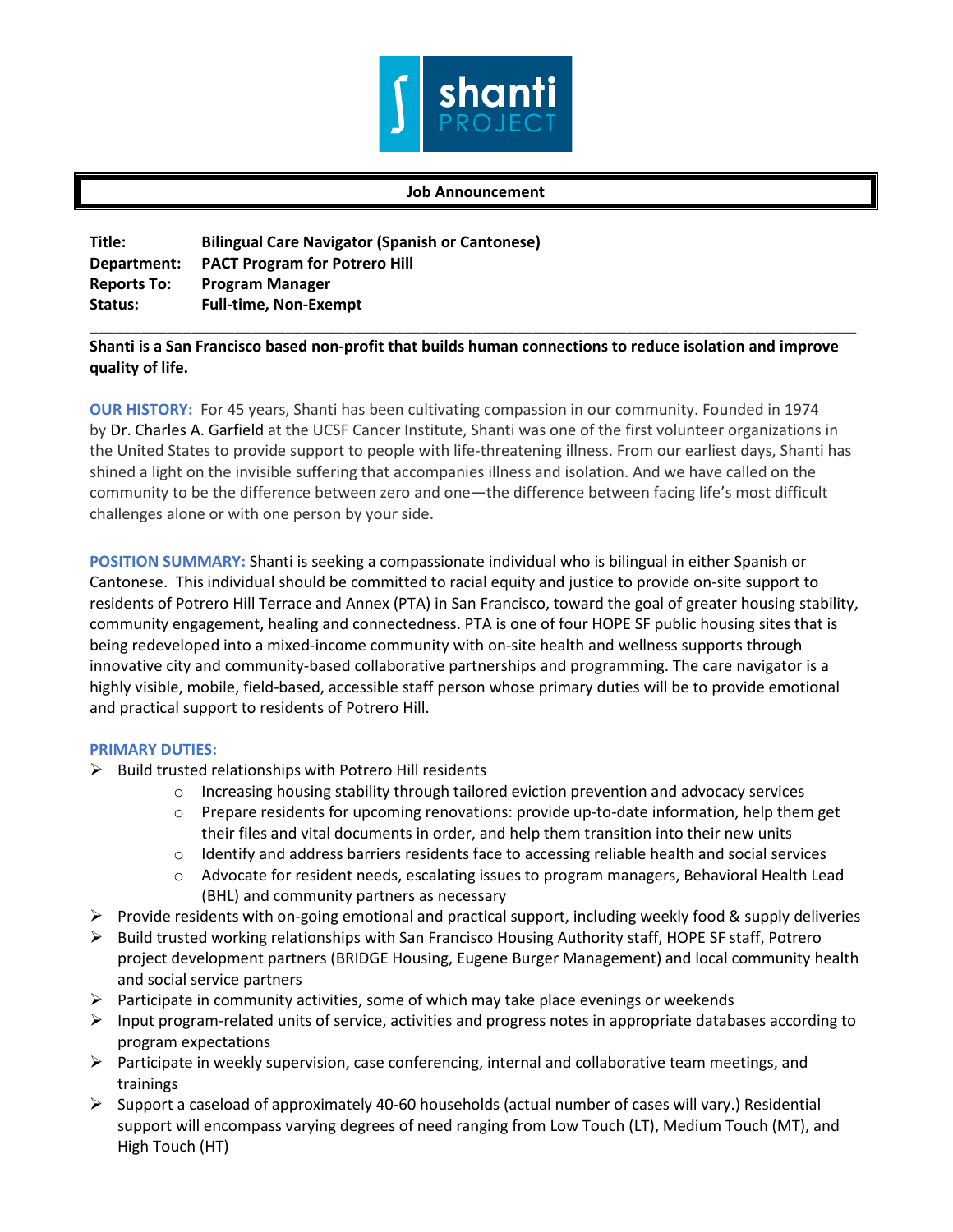**Job Announcement**

**Title:** **Bilingual Care Navigator (Spanish or Cantonese)**
**Department:** **PACT Program for Potrero Hill**
**Reports To:** **Program Manager**
**Status:** **Full-time, Non-Exempt**

---

**Shanti is a San Francisco based non-profit that builds human connections to reduce isolation and improve quality of life.**

**OUR HISTORY:** For 45 years, Shanti has been cultivating compassion in our community. Founded in 1974 by Dr. Charles A. Garfield at the UCSF Cancer Institute, Shanti was one of the first volunteer organizations in the United States to provide support to people with life-threatening illness. From our earliest days, Shanti has shined a light on the invisible suffering that accompanies illness and isolation. And we have called on the community to be the difference between zero and one—the difference between facing life's most difficult challenges alone or with one person by your side.

**POSITION SUMMARY:** Shanti is seeking a compassionate individual who is bilingual in either Spanish or Cantonese. This individual should be committed to racial equity and justice to provide on-site support to residents of Potrero Hill Terrace and Annex (PTA) in San Francisco, toward the goal of greater housing stability, community engagement, healing and connectedness. PTA is one of four HOPE SF public housing sites that is being redeveloped into a mixed-income community with on-site health and wellness supports through innovative city and community-based collaborative partnerships and programming. The care navigator is a highly visible, mobile, field-based, accessible staff person whose primary duties will be to provide emotional and practical support to residents of Potrero Hill.

**PRIMARY DUTIES:**

- Build trusted relationships with Potrero Hill residents
  - Increasing housing stability through tailored eviction prevention and advocacy services
  - Prepare residents for upcoming renovations: provide up-to-date information, help them get their files and vital documents in order, and help them transition into their new units
  - Identify and address barriers residents face to accessing reliable health and social services
  - Advocate for resident needs, escalating issues to program managers, Behavioral Health Lead (BHL) and community partners as necessary
- Provide residents with on-going emotional and practical support, including weekly food & supply deliveries
- Build trusted working relationships with San Francisco Housing Authority staff, HOPE SF staff, Potrero project development partners (BRIDGE Housing, Eugene Burger Management) and local community health and social service partners
- Participate in community activities, some of which may take place evenings or weekends
- Input program-related units of service, activities and progress notes in appropriate databases according to program expectations
- Participate in weekly supervision, case conferencing, internal and collaborative team meetings, and trainings
- Support a caseload of approximately 40-60 households (actual number of cases will vary.) Residential support will encompass varying degrees of need ranging from Low Touch (LT), Medium Touch (MT), and High Touch (HT)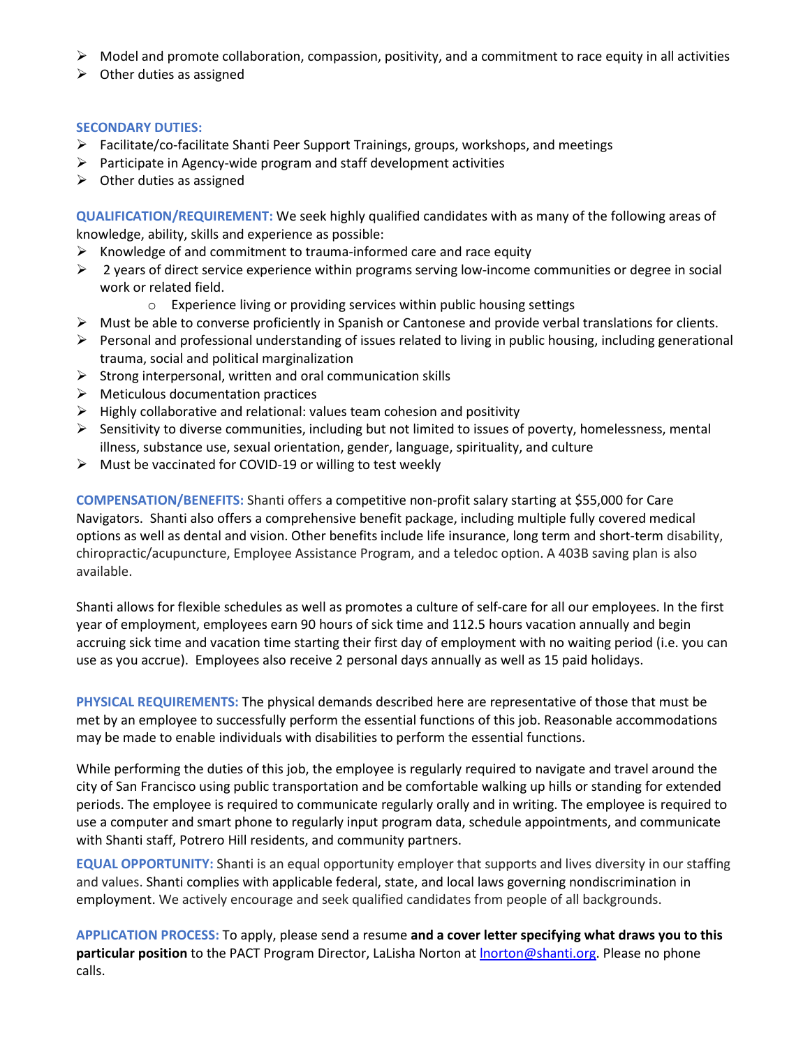- Model and promote collaboration, compassion, positivity, and a commitment to race equity in all activities
- Other duties as assigned

**SECONDARY DUTIES:**

- Facilitate/co-facilitate Shanti Peer Support Trainings, groups, workshops, and meetings
- Participate in Agency-wide program and staff development activities
- Other duties as assigned

**QUALIFICATION/REQUIREMENT:** We seek highly qualified candidates with as many of the following areas of knowledge, ability, skills and experience as possible:

- Knowledge of and commitment to trauma-informed care and race equity
- 2 years of direct service experience within programs serving low-income communities or degree in social work or related field.
  - Experience living or providing services within public housing settings
- Must be able to converse proficiently in Spanish or Cantonese and provide verbal translations for clients.
- Personal and professional understanding of issues related to living in public housing, including generational trauma, social and political marginalization
- Strong interpersonal, written and oral communication skills
- Meticulous documentation practices
- Highly collaborative and relational: values team cohesion and positivity
- Sensitivity to diverse communities, including but not limited to issues of poverty, homelessness, mental illness, substance use, sexual orientation, gender, language, spirituality, and culture
- Must be vaccinated for COVID-19 or willing to test weekly

**COMPENSATION/BENEFITS:** Shanti offers a competitive non-profit salary starting at $55,000 for Care Navigators. Shanti also offers a comprehensive benefit package, including multiple fully covered medical options as well as dental and vision. Other benefits include life insurance, long term and short-term disability, chiropractic/acupuncture, Employee Assistance Program, and a teledoc option. A 403B saving plan is also available.

Shanti allows for flexible schedules as well as promotes a culture of self-care for all our employees. In the first year of employment, employees earn 90 hours of sick time and 112.5 hours vacation annually and begin accruing sick time and vacation time starting their first day of employment with no waiting period (i.e. you can use as you accrue). Employees also receive 2 personal days annually as well as 15 paid holidays.

**PHYSICAL REQUIREMENTS:** The physical demands described here are representative of those that must be met by an employee to successfully perform the essential functions of this job. Reasonable accommodations may be made to enable individuals with disabilities to perform the essential functions.

While performing the duties of this job, the employee is regularly required to navigate and travel around the city of San Francisco using public transportation and be comfortable walking up hills or standing for extended periods. The employee is required to communicate regularly orally and in writing. The employee is required to use a computer and smart phone to regularly input program data, schedule appointments, and communicate with Shanti staff, Potrero Hill residents, and community partners.

**EQUAL OPPORTUNITY:** Shanti is an equal opportunity employer that supports and lives diversity in our staffing and values. Shanti complies with applicable federal, state, and local laws governing nondiscrimination in employment. We actively encourage and seek qualified candidates from people of all backgrounds.

**APPLICATION PROCESS:** To apply, please send a resume **and a cover letter specifying what draws you to this particular position** to the PACT Program Director, LaLisha Norton at lnorton@shanti.org. Please no phone calls.